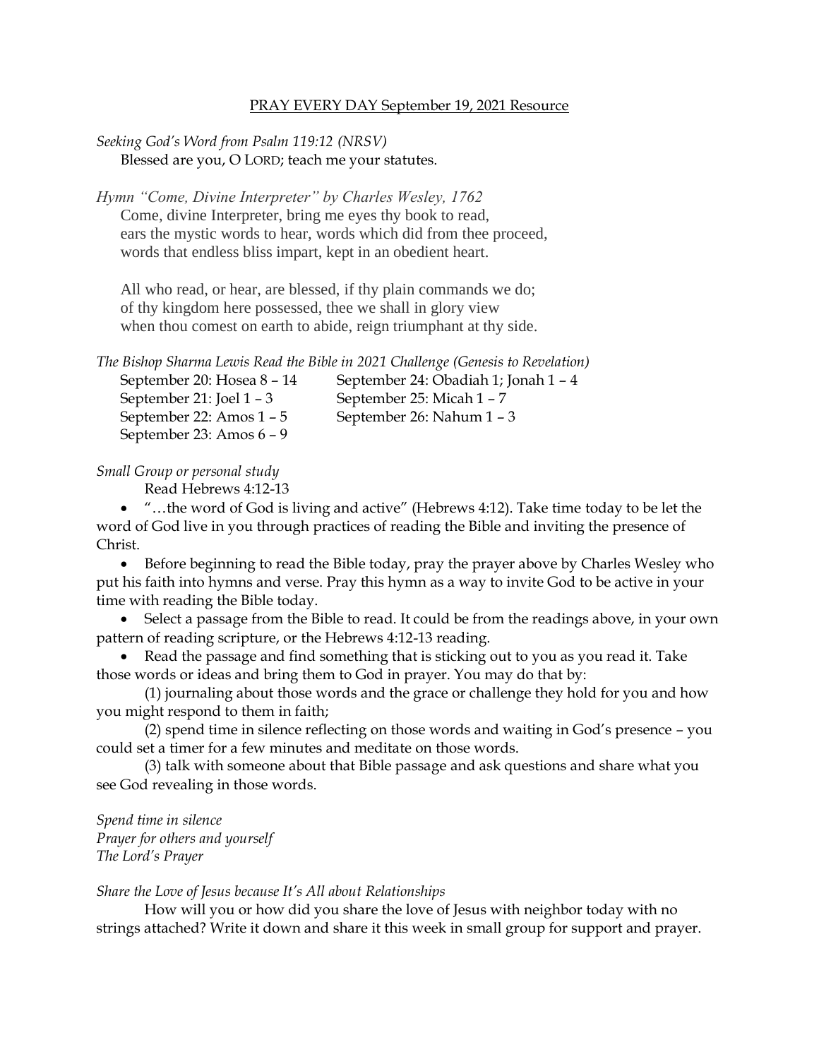# PRAY EVERY DAY September 19, 2021 Resource

*Seeking God's Word from Psalm 119:12 (NRSV)*

Blessed are you, O LORD; teach me your statutes.

*Hymn "Come, Divine Interpreter" by Charles Wesley, 1762*

Come, divine Interpreter, bring me eyes thy book to read,
ears the mystic words to hear, words which did from thee proceed,
words that endless bliss impart, kept in an obedient heart.

All who read, or hear, are blessed, if thy plain commands we do;
of thy kingdom here possessed, thee we shall in glory view
when thou comest on earth to abide, reign triumphant at thy side.

*The Bishop Sharma Lewis Read the Bible in 2021 Challenge (Genesis to Revelation)*

September 20: Hosea 8 – 14
September 21: Joel 1 – 3
September 22: Amos 1 – 5
September 23: Amos 6 – 9
September 24: Obadiah 1; Jonah 1 – 4
September 25: Micah 1 – 7
September 26: Nahum 1 – 3

*Small Group or personal study*

Read Hebrews 4:12-13

- "…the word of God is living and active" (Hebrews 4:12). Take time today to be let the word of God live in you through practices of reading the Bible and inviting the presence of Christ.
- Before beginning to read the Bible today, pray the prayer above by Charles Wesley who put his faith into hymns and verse. Pray this hymn as a way to invite God to be active in your time with reading the Bible today.
- Select a passage from the Bible to read. It could be from the readings above, in your own pattern of reading scripture, or the Hebrews 4:12-13 reading.
- Read the passage and find something that is sticking out to you as you read it. Take those words or ideas and bring them to God in prayer. You may do that by:

  (1) journaling about those words and the grace or challenge they hold for you and how you might respond to them in faith;

  (2) spend time in silence reflecting on those words and waiting in God's presence – you could set a timer for a few minutes and meditate on those words.

  (3) talk with someone about that Bible passage and ask questions and share what you see God revealing in those words.

*Spend time in silence*
*Prayer for others and yourself*
*The Lord's Prayer*

*Share the Love of Jesus because It's All about Relationships*

How will you or how did you share the love of Jesus with neighbor today with no strings attached? Write it down and share it this week in small group for support and prayer.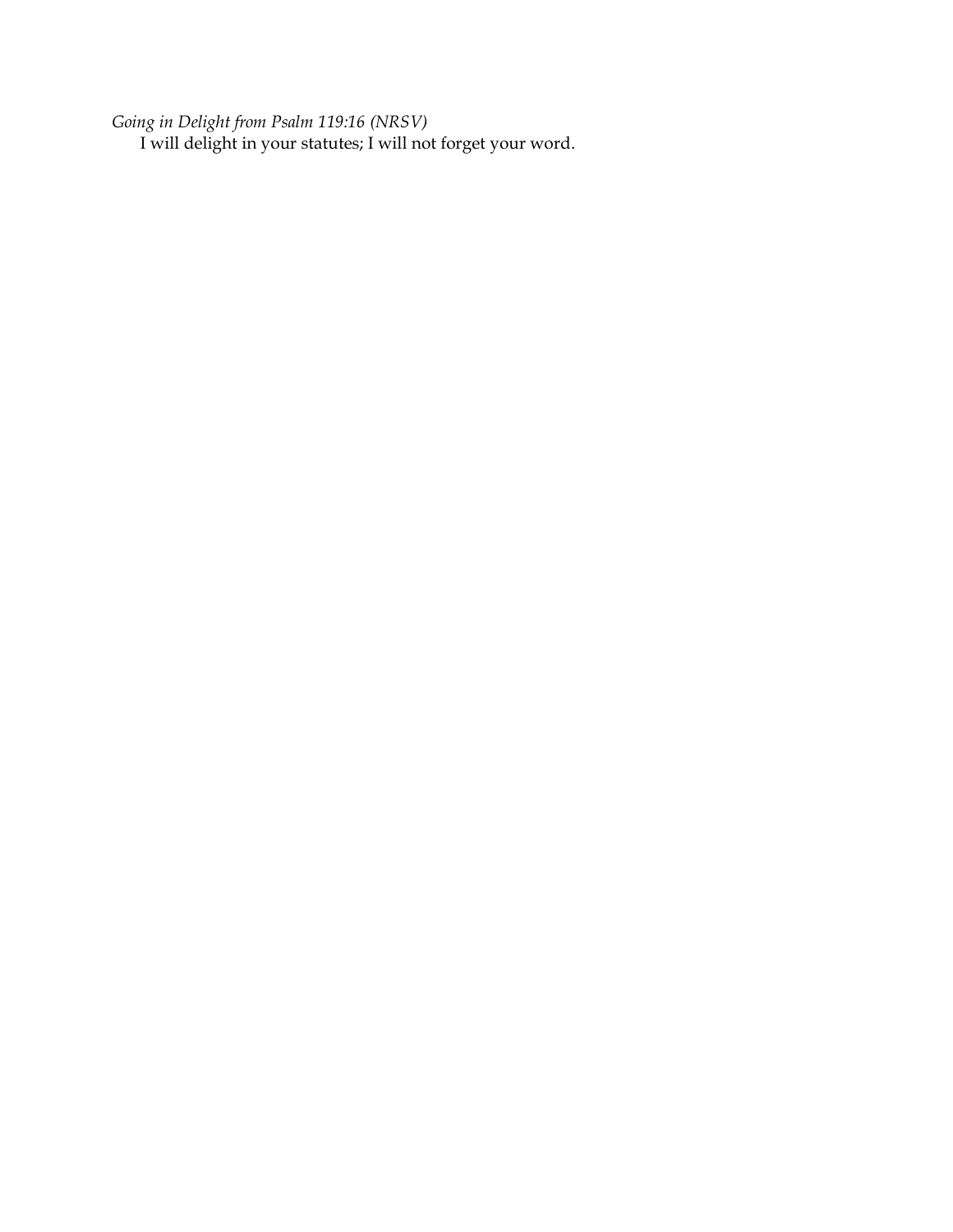*Going in Delight from Psalm 119:16 (NRSV)*

I will delight in your statutes; I will not forget your word.